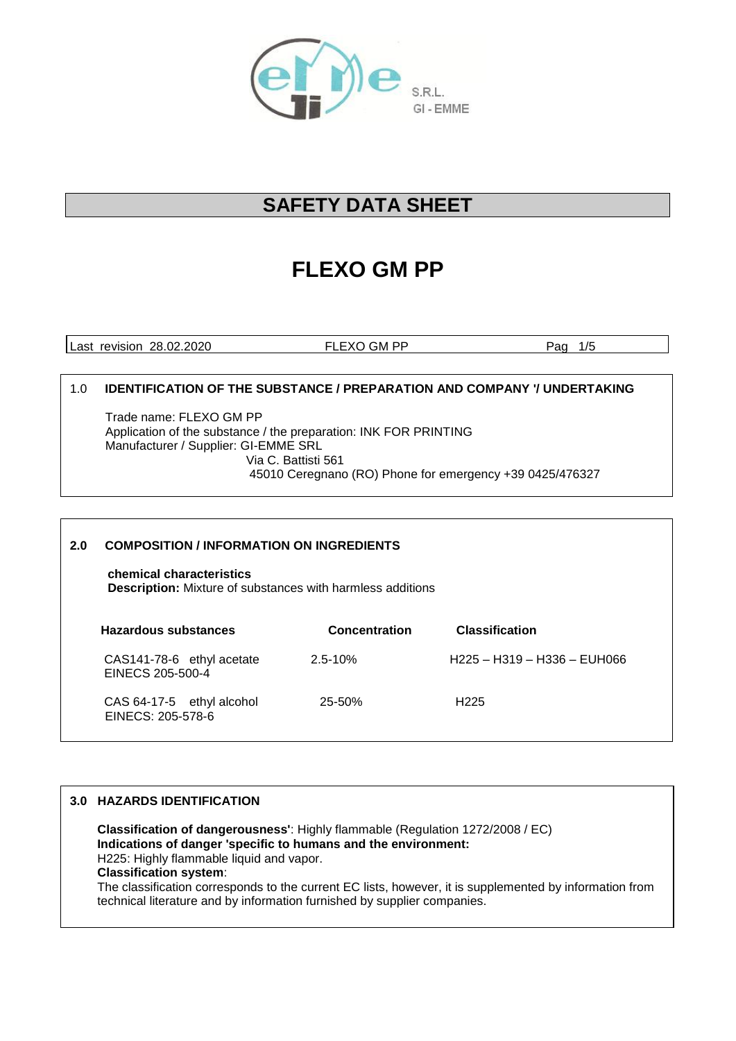S.R.L.
GI - EMME

# SAFETY DATA SHEET

# FLEXO GM PP

| Last revision 28.02.2020 | FLEXO GM PP | Pag 1/5 |
|---|---|---|

## 1.0 IDENTIFICATION OF THE SUBSTANCE / PREPARATION AND COMPANY '/ UNDERTAKING

Trade name: FLEXO GM PP
Application of the substance / the preparation: INK FOR PRINTING
Manufacturer / Supplier: GI-EMME SRL
Via C. Battisti 561
45010 Ceregnano (RO) Phone for emergency +39 0425/476327

## 2.0 COMPOSITION / INFORMATION ON INGREDIENTS

**chemical characteristics**
**Description:** Mixture of substances with harmless additions

| Hazardous substances | Concentration | Classification |
|---|---|---|
| CAS141-78-6 ethyl acetate EINECS 205-500-4 | 2.5-10% | H225 – H319 – H336 – EUH066 |
| CAS 64-17-5 ethyl alcohol EINECS: 205-578-6 | 25-50% | H225 |

## 3.0 HAZARDS IDENTIFICATION

**Classification of dangerousness'**: Highly flammable (Regulation 1272/2008 / EC)
**Indications of danger 'specific to humans and the environment:**
H225: Highly flammable liquid and vapor.
**Classification system**:
The classification corresponds to the current EC lists, however, it is supplemented by information from technical literature and by information furnished by supplier companies.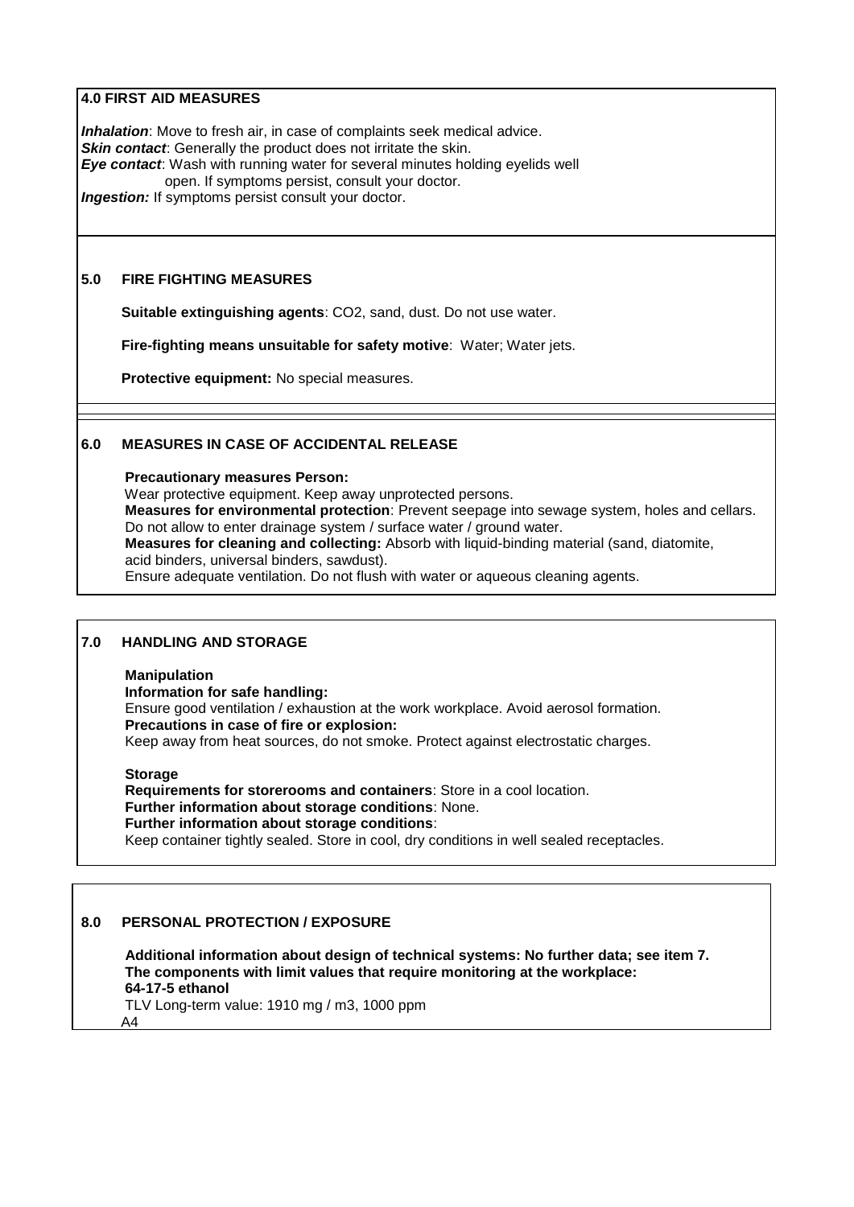## 4.0 FIRST AID MEASURES

***Inhalation***: Move to fresh air, in case of complaints seek medical advice.
***Skin contact***: Generally the product does not irritate the skin.
***Eye contact***: Wash with running water for several minutes holding eyelids well open. If symptoms persist, consult your doctor.
***Ingestion:*** If symptoms persist consult your doctor.

## 5.0 FIRE FIGHTING MEASURES

**Suitable extinguishing agents**: $CO_2$, sand, dust. Do not use water.

**Fire-fighting means unsuitable for safety motive**: Water; Water jets.

**Protective equipment:** No special measures.

## 6.0 MEASURES IN CASE OF ACCIDENTAL RELEASE

**Precautionary measures Person:**
Wear protective equipment. Keep away unprotected persons.
**Measures for environmental protection**: Prevent seepage into sewage system, holes and cellars. Do not allow to enter drainage system / surface water / ground water.
**Measures for cleaning and collecting:** Absorb with liquid-binding material (sand, diatomite, acid binders, universal binders, sawdust).
Ensure adequate ventilation. Do not flush with water or aqueous cleaning agents.

## 7.0 HANDLING AND STORAGE

**Manipulation**
**Information for safe handling:**
Ensure good ventilation / exhaustion at the work workplace. Avoid aerosol formation.
**Precautions in case of fire or explosion:**
Keep away from heat sources, do not smoke. Protect against electrostatic charges.

**Storage**
**Requirements for storerooms and containers**: Store in a cool location.
**Further information about storage conditions**: None.
**Further information about storage conditions**:
Keep container tightly sealed. Store in cool, dry conditions in well sealed receptacles.

## 8.0 PERSONAL PROTECTION / EXPOSURE

**Additional information about design of technical systems: No further data; see item 7.**
**The components with limit values that require monitoring at the workplace:**
**64-17-5 ethanol**
TLV Long-term value: 1910 mg / m3, 1000 ppm
A4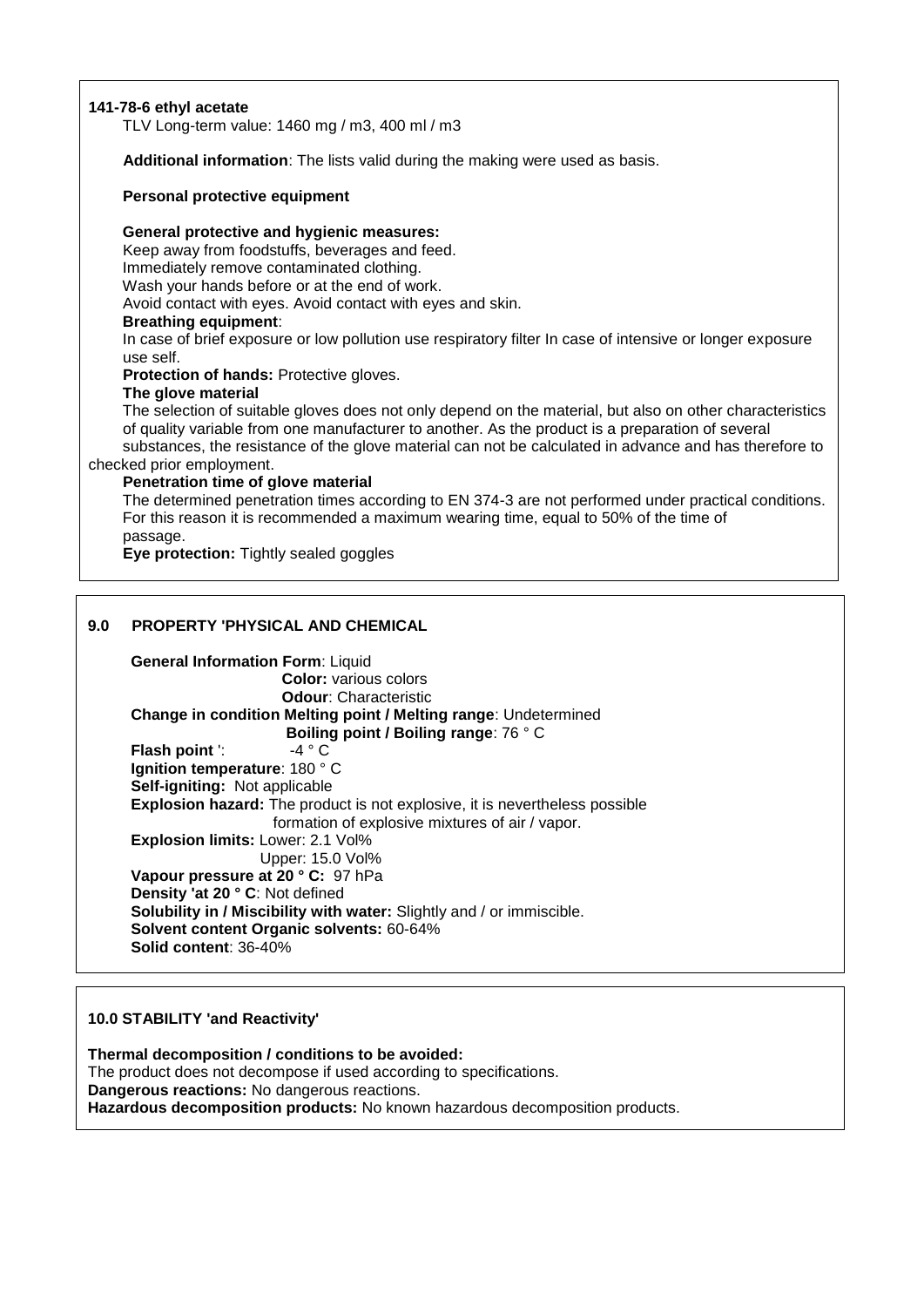**141-78-6 ethyl acetate**

TLV Long-term value: 1460 mg / m3, 400 ml / m3

**Additional information**: The lists valid during the making were used as basis.

**Personal protective equipment**

**General protective and hygienic measures:**

Keep away from foodstuffs, beverages and feed.

Immediately remove contaminated clothing.

Wash your hands before or at the end of work.

Avoid contact with eyes. Avoid contact with eyes and skin.

**Breathing equipment**:

In case of brief exposure or low pollution use respiratory filter In case of intensive or longer exposure use self.

**Protection of hands:** Protective gloves.

**The glove material**

The selection of suitable gloves does not only depend on the material, but also on other characteristics of quality variable from one manufacturer to another. As the product is a preparation of several substances, the resistance of the glove material can not be calculated in advance and has therefore to checked prior employment.

**Penetration time of glove material**

The determined penetration times according to EN 374-3 are not performed under practical conditions. For this reason it is recommended a maximum wearing time, equal to 50% of the time of passage.

**Eye protection:** Tightly sealed goggles

## 9.0 PROPERTY 'PHYSICAL AND CHEMICAL

**General Information Form**: Liquid

**Color:** various colors

**Odour**: Characteristic

**Change in condition Melting point / Melting range**: Undetermined

**Boiling point / Boiling range**: 76 ° C

**Flash point** ': -4 ° C

**Ignition temperature**: 180 ° C

**Self-igniting:** Not applicable

**Explosion hazard:** The product is not explosive, it is nevertheless possible formation of explosive mixtures of air / vapor.

**Explosion limits:** Lower: 2.1 Vol%

Upper: 15.0 Vol%

**Vapour pressure at 20 ° C:** 97 hPa

**Density 'at 20 ° C**: Not defined

**Solubility in / Miscibility with water:** Slightly and / or immiscible.

**Solvent content Organic solvents:** 60-64%

**Solid content**: 36-40%

## 10.0 STABILITY 'and Reactivity'

**Thermal decomposition / conditions to be avoided:**

The product does not decompose if used according to specifications.

**Dangerous reactions:** No dangerous reactions.

**Hazardous decomposition products:** No known hazardous decomposition products.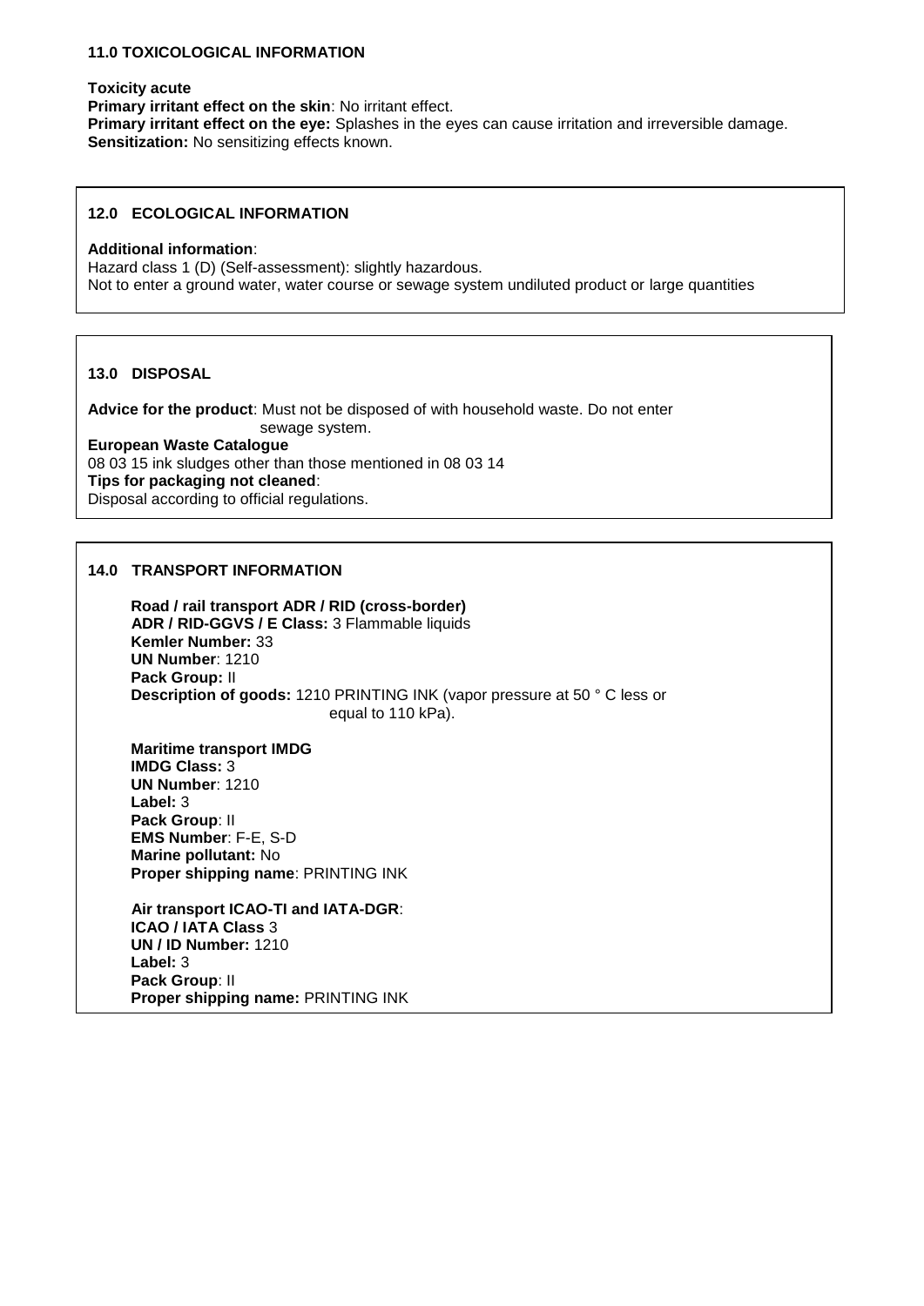## 11.0 TOXICOLOGICAL INFORMATION

**Toxicity acute**
**Primary irritant effect on the skin**: No irritant effect.
**Primary irritant effect on the eye:** Splashes in the eyes can cause irritation and irreversible damage.
**Sensitization:** No sensitizing effects known.

## 12.0 ECOLOGICAL INFORMATION

**Additional information**:
Hazard class 1 (D) (Self-assessment): slightly hazardous.
Not to enter a ground water, water course or sewage system undiluted product or large quantities

## 13.0 DISPOSAL

**Advice for the product**: Must not be disposed of with household waste. Do not enter sewage system.
**European Waste Catalogue**
08 03 15 ink sludges other than those mentioned in 08 03 14
**Tips for packaging not cleaned**:
Disposal according to official regulations.

## 14.0 TRANSPORT INFORMATION

**Road / rail transport ADR / RID (cross-border)**
**ADR / RID-GGVS / E Class:** 3 Flammable liquids
**Kemler Number:** 33
**UN Number**: 1210
**Pack Group:** II
**Description of goods:** 1210 PRINTING INK (vapor pressure at 50 ° C less or equal to 110 kPa).

**Maritime transport IMDG**
**IMDG Class:** 3
**UN Number**: 1210
**Label:** 3
**Pack Group**: II
**EMS Number**: F-E, S-D
**Marine pollutant:** No
**Proper shipping name**: PRINTING INK

**Air transport ICAO-TI and IATA-DGR**:
**ICAO / IATA Class** 3
**UN / ID Number:** 1210
**Label:** 3
**Pack Group**: II
**Proper shipping name:** PRINTING INK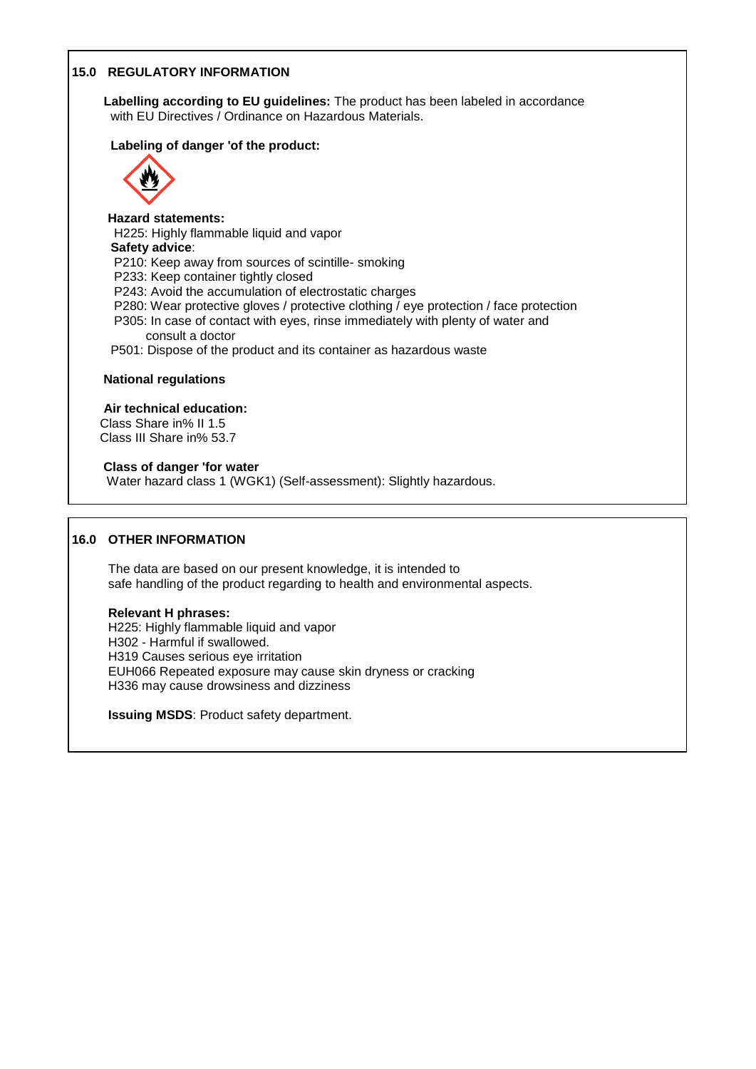## 15.0 REGULATORY INFORMATION

**Labelling according to EU guidelines:** The product has been labeled in accordance with EU Directives / Ordinance on Hazardous Materials.

**Labeling of danger 'of the product:**

**Hazard statements:**

H225: Highly flammable liquid and vapor

**Safety advice**:

P210: Keep away from sources of scintille- smoking

P233: Keep container tightly closed

P243: Avoid the accumulation of electrostatic charges

P280: Wear protective gloves / protective clothing / eye protection / face protection

P305: In case of contact with eyes, rinse immediately with plenty of water and consult a doctor

P501: Dispose of the product and its container as hazardous waste

**National regulations**

**Air technical education:**

Class Share in% II 1.5

Class III Share in% 53.7

**Class of danger 'for water**

Water hazard class 1 (WGK1) (Self-assessment): Slightly hazardous.

## 16.0 OTHER INFORMATION

The data are based on our present knowledge, it is intended to safe handling of the product regarding to health and environmental aspects.

**Relevant H phrases:**

H225: Highly flammable liquid and vapor

H302 - Harmful if swallowed.

H319 Causes serious eye irritation

EUH066 Repeated exposure may cause skin dryness or cracking

H336 may cause drowsiness and dizziness

**Issuing MSDS**: Product safety department.